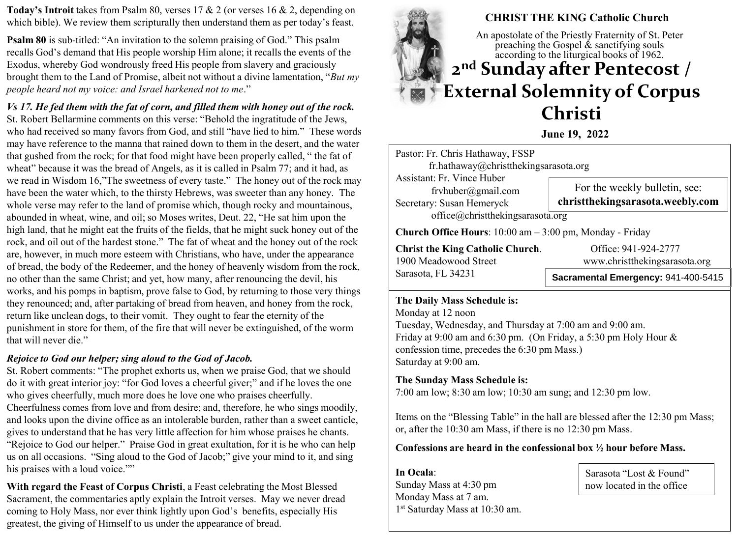**Today's Introit** takes from Psalm 80, verses 17 & 2 (or verses 16 & 2, depending on which bible). We review them scripturally then understand them as per today's feast.

**Psalm 80** is sub-titled: "An invitation to the solemn praising of God." This psalm recalls God's demand that His people worship Him alone; it recalls the events of the Exodus, whereby God wondrously freed His people from slavery and graciously brought them to the Land of Promise, albeit not without a divine lamentation, "*But my people heard not my voice: and Israel harkened not to me*."

***Vs 17. He fed them with the fat of corn, and filled them with honey out of the rock.*** St. Robert Bellarmine comments on this verse: "Behold the ingratitude of the Jews, who had received so many favors from God, and still "have lied to him." These words may have reference to the manna that rained down to them in the desert, and the water that gushed from the rock; for that food might have been properly called, " the fat of wheat" because it was the bread of Angels, as it is called in Psalm 77; and it had, as we read in Wisdom 16,"The sweetness of every taste." The honey out of the rock may have been the water which, to the thirsty Hebrews, was sweeter than any honey. The whole verse may refer to the land of promise which, though rocky and mountainous, abounded in wheat, wine, and oil; so Moses writes, Deut. 22, "He sat him upon the high land, that he might eat the fruits of the fields, that he might suck honey out of the rock, and oil out of the hardest stone." The fat of wheat and the honey out of the rock are, however, in much more esteem with Christians, who have, under the appearance of bread, the body of the Redeemer, and the honey of heavenly wisdom from the rock, no other than the same Christ; and yet, how many, after renouncing the devil, his works, and his pomps in baptism, prove false to God, by returning to those very things they renounced; and, after partaking of bread from heaven, and honey from the rock, return like unclean dogs, to their vomit. They ought to fear the eternity of the punishment in store for them, of the fire that will never be extinguished, of the worm that will never die."

***Rejoice to God our helper; sing aloud to the God of Jacob.***
St. Robert comments: "The prophet exhorts us, when we praise God, that we should do it with great interior joy: "for God loves a cheerful giver;" and if he loves the one who gives cheerfully, much more does he love one who praises cheerfully. Cheerfulness comes from love and from desire; and, therefore, he who sings moodily, and looks upon the divine office as an intolerable burden, rather than a sweet canticle, gives to understand that he has very little affection for him whose praises he chants. "Rejoice to God our helper." Praise God in great exultation, for it is he who can help us on all occasions. "Sing aloud to the God of Jacob;" give your mind to it, and sing his praises with a loud voice.""

**With regard the Feast of Corpus Christi**, a Feast celebrating the Most Blessed Sacrament, the commentaries aptly explain the Introit verses. May we never dread coming to Holy Mass, nor ever think lightly upon God's benefits, especially His greatest, the giving of Himself to us under the appearance of bread.

**CHRIST THE KING Catholic Church**

An apostolate of the Priestly Fraternity of St. Peter preaching the Gospel & sanctifying souls according to the liturgical books of 1962.

# 2nd Sunday after Pentecost / External Solemnity of Corpus Christi

**June 19, 2022**

Pastor: Fr. Chris Hathaway, FSSP
fr.hathaway@christthekingsarasota.org
Assistant: Fr. Vince Huber
frvhuber@gmail.com
Secretary: Susan Hemeryck
office@christthekingsarasota.org

For the weekly bulletin, see: **christthekingsarasota.weebly.com**

**Church Office Hours**: 10:00 am – 3:00 pm, Monday - Friday

**Christ the King Catholic Church**.
1900 Meadowood Street
Sarasota, FL 34231

Office: 941-924-2777
www.christthekingsarasota.org

**Sacramental Emergency:** 941-400-5415

**The Daily Mass Schedule is:**
Monday at 12 noon
Tuesday, Wednesday, and Thursday at 7:00 am and 9:00 am.
Friday at 9:00 am and 6:30 pm. (On Friday, a 5:30 pm Holy Hour & confession time, precedes the 6:30 pm Mass.)
Saturday at 9:00 am.

**The Sunday Mass Schedule is:**
7:00 am low; 8:30 am low; 10:30 am sung; and 12:30 pm low.

Items on the "Blessing Table" in the hall are blessed after the 12:30 pm Mass; or, after the 10:30 am Mass, if there is no 12:30 pm Mass.

**Confessions are heard in the confessional box ½ hour before Mass.**

**In Ocala**:
Sunday Mass at 4:30 pm
Monday Mass at 7 am.
1st Saturday Mass at 10:30 am.

Sarasota "Lost & Found" now located in the office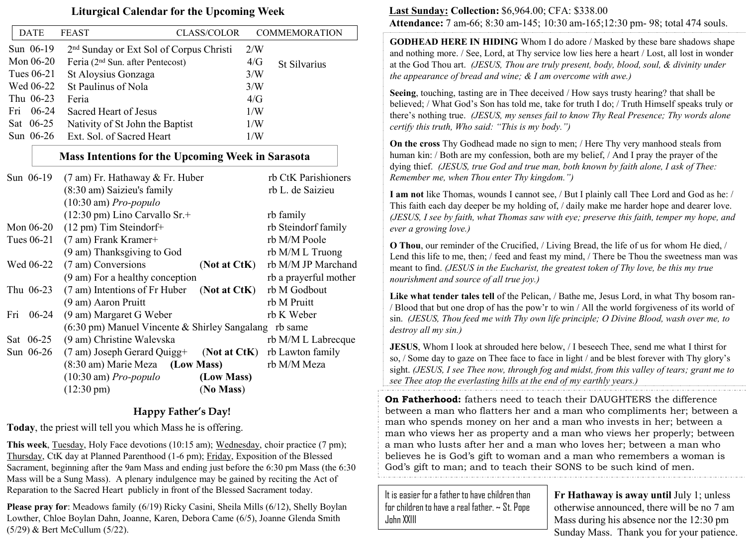## Liturgical Calendar for the Upcoming Week

| DATE | FEAST | CLASS/COLOR | COMMEMORATION |
|---|---|---|---|
| Sun 06-19 | 2nd Sunday or Ext Sol of Corpus Christi | 2/W | |
| Mon 06-20 | Feria (2nd Sun. after Pentecost) | 4/G | St Silvarius |
| Tues 06-21 | St Aloysius Gonzaga | 3/W | |
| Wed 06-22 | St Paulinus of Nola | 3/W | |
| Thu 06-23 | Feria | 4/G | |
| Fri 06-24 | Sacred Heart of Jesus | 1/W | |
| Sat 06-25 | Nativity of St John the Baptist | 1/W | |
| Sun 06-26 | Ext. Sol. of Sacred Heart | 1/W | |

## Mass Intentions for the Upcoming Week in Sarasota

| | | | |
|---|---|---|---|
| Sun 06-19 | (7 am) Fr. Hathaway & Fr. Huber | | rb CtK Parishioners |
| | (8:30 am) Saizieu's family | | rb L. de Saizieu |
| | (10:30 am) *Pro-populo* | | |
| | (12:30 pm) Lino Carvallo Sr.+ | | rb family |
| Mon 06-20 | (12 pm) Tim Steindorf+ | | rb Steindorf family |
| Tues 06-21 | (7 am) Frank Kramer+ | | rb M/M Poole |
| | (9 am) Thanksgiving to God | | rb M/M L Truong |
| Wed 06-22 | (7 am) Conversions | (**Not at CtK**) | rb M/M JP Marchand |
| | (9 am) For a healthy conception | | rb a prayerful mother |
| Thu 06-23 | (7 am) Intentions of Fr Huber | (**Not at CtK**) | rb M Godbout |
| | (9 am) Aaron Pruitt | | rb M Pruitt |
| Fri 06-24 | (9 am) Margaret G Weber | | rb K Weber |
| | (6:30 pm) Manuel Vincente & Shirley Sangalang | | rb same |
| Sat 06-25 | (9 am) Christine Walevska | | rb M/M L Labrecque |
| Sun 06-26 | (7 am) Joseph Gerard Quigg+ | (**Not at CtK**) | rb Lawton family |
| | (8:30 am) Marie Meza | **(Low Mass)** | rb M/M Meza |
| | (10:30 am) *Pro-populo* | **(Low Mass)** | |
| | (12:30 pm) | (**No Mass**) | |

### Happy Father's Day!

**Today**, the priest will tell you which Mass he is offering.

**This week**, Tuesday, Holy Face devotions (10:15 am); Wednesday, choir practice (7 pm); Thursday, CtK day at Planned Parenthood (1-6 pm); Friday, Exposition of the Blessed Sacrament, beginning after the 9am Mass and ending just before the 6:30 pm Mass (the 6:30 Mass will be a Sung Mass). A plenary indulgence may be gained by reciting the Act of Reparation to the Sacred Heart publicly in front of the Blessed Sacrament today.

**Please pray for**: Meadows family (6/19) Ricky Casini, Sheila Mills (6/12), Shelly Boylan Lowther, Chloe Boylan Dahn, Joanne, Karen, Debora Came (6/5), Joanne Glenda Smith (5/29) & Bert McCullum (5/22).

**Last Sunday: Collection:** $6,964.00; CFA: $338.00
**Attendance:** 7 am-66; 8:30 am-145; 10:30 am-165;12:30 pm- 98; total 474 souls.

**GODHEAD HERE IN HIDING** Whom I do adore / Masked by these bare shadows shape and nothing more. / See, Lord, at Thy service low lies here a heart / Lost, all lost in wonder at the God Thou art. *(JESUS, Thou are truly present, body, blood, soul, & divinity under the appearance of bread and wine; & I am overcome with awe.)*

**Seeing**, touching, tasting are in Thee deceived / How says trusty hearing? that shall be believed; / What God's Son has told me, take for truth I do; / Truth Himself speaks truly or there's nothing true. *(JESUS, my senses fail to know Thy Real Presence; Thy words alone certify this truth, Who said: "This is my body.")*

**On the cross** Thy Godhead made no sign to men; / Here Thy very manhood steals from human kin: / Both are my confession, both are my belief, / And I pray the prayer of the dying thief. *(JESUS, true God and true man, both known by faith alone, I ask of Thee: Remember me, when Thou enter Thy kingdom.")*

**I am not** like Thomas, wounds I cannot see, / But I plainly call Thee Lord and God as he: / This faith each day deeper be my holding of, / daily make me harder hope and dearer love. *(JESUS, I see by faith, what Thomas saw with eye; preserve this faith, temper my hope, and ever a growing love.)*

**O Thou**, our reminder of the Crucified, / Living Bread, the life of us for whom He died, / Lend this life to me, then; / feed and feast my mind, / There be Thou the sweetness man was meant to find. *(JESUS in the Eucharist, the greatest token of Thy love, be this my true nourishment and source of all true joy.)*

**Like what tender tales tell** of the Pelican, / Bathe me, Jesus Lord, in what Thy bosom ran- / Blood that but one drop of has the pow'r to win / All the world forgiveness of its world of sin. *(JESUS, Thou feed me with Thy own life principle; O Divine Blood, wash over me, to destroy all my sin.)*

**JESUS**, Whom I look at shrouded here below, / I beseech Thee, send me what I thirst for so, / Some day to gaze on Thee face to face in light / and be blest forever with Thy glory's sight. *(JESUS, I see Thee now, through fog and midst, from this valley of tears; grant me to see Thee atop the everlasting hills at the end of my earthly years.)*

**On Fatherhood:** fathers need to teach their DAUGHTERS the difference between a man who flatters her and a man who compliments her; between a man who spends money on her and a man who invests in her; between a man who views her as property and a man who views her properly; between a man who lusts after her and a man who loves her; between a man who believes he is God's gift to woman and a man who remembers a woman is God's gift to man; and to teach their SONS to be such kind of men.

It is easier for a father to have children than for children to have a real father. ~ St. Pope John XXIII

**Fr Hathaway is away until** July 1; unless otherwise announced, there will be no 7 am Mass during his absence nor the 12:30 pm Sunday Mass. Thank you for your patience.